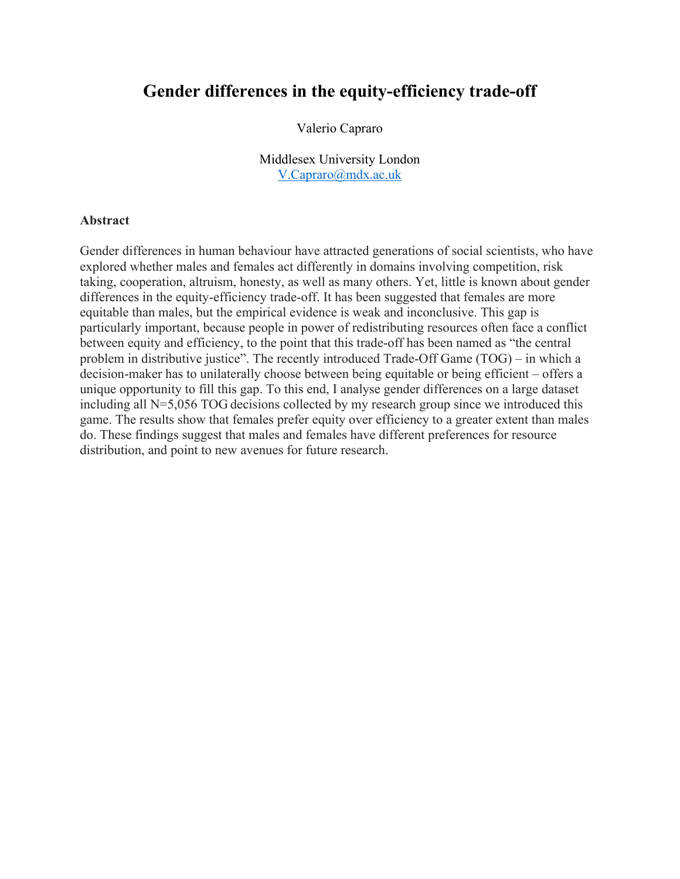# Gender differences in the equity-efficiency trade-off

Valerio Capraro

Middlesex University London
V.Capraro@mdx.ac.uk

## Abstract

Gender differences in human behaviour have attracted generations of social scientists, who have explored whether males and females act differently in domains involving competition, risk taking, cooperation, altruism, honesty, as well as many others. Yet, little is known about gender differences in the equity-efficiency trade-off. It has been suggested that females are more equitable than males, but the empirical evidence is weak and inconclusive. This gap is particularly important, because people in power of redistributing resources often face a conflict between equity and efficiency, to the point that this trade-off has been named as "the central problem in distributive justice". The recently introduced Trade-Off Game (TOG) – in which a decision-maker has to unilaterally choose between being equitable or being efficient – offers a unique opportunity to fill this gap. To this end, I analyse gender differences on a large dataset including all N=5,056 TOG decisions collected by my research group since we introduced this game. The results show that females prefer equity over efficiency to a greater extent than males do. These findings suggest that males and females have different preferences for resource distribution, and point to new avenues for future research.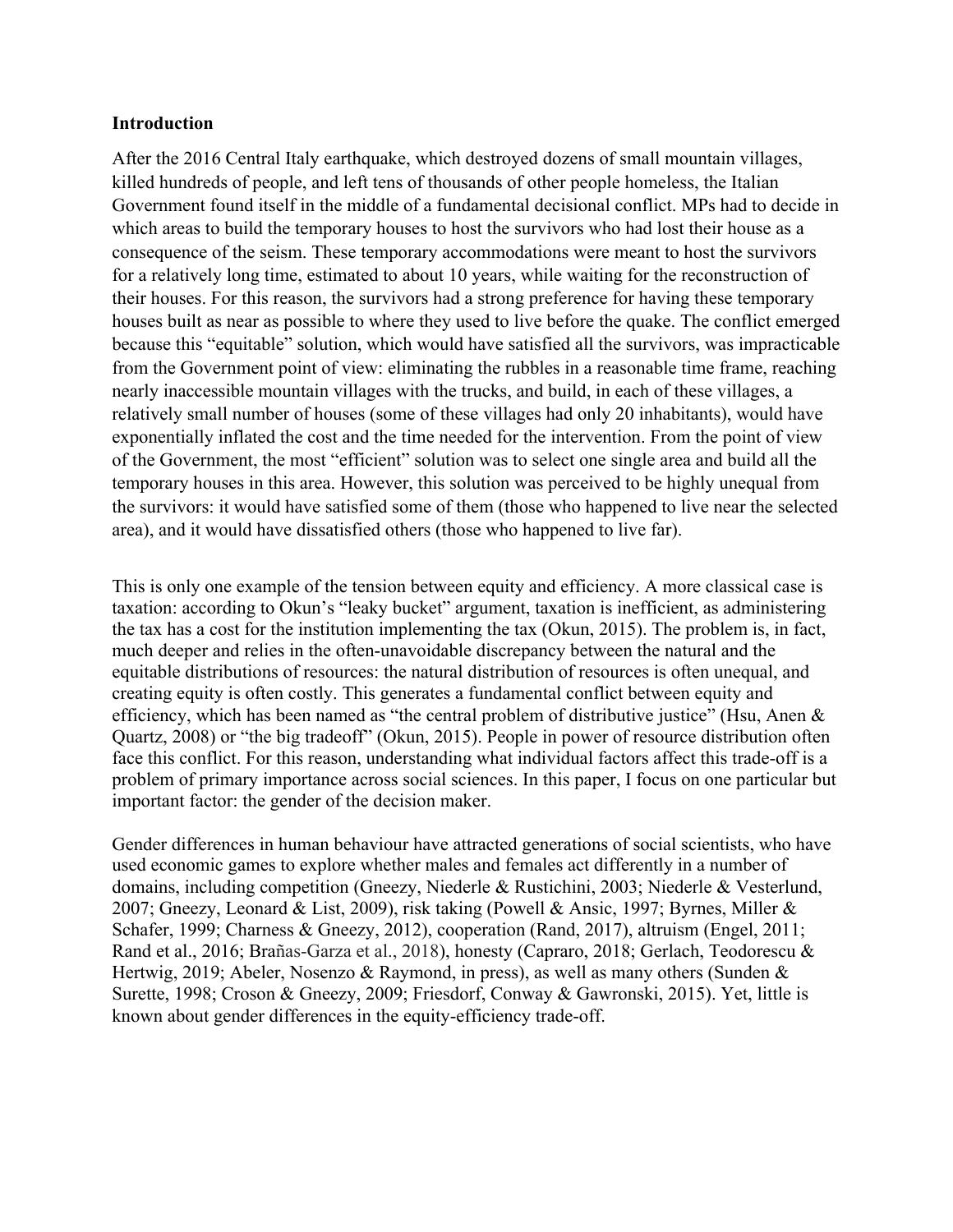## Introduction

After the 2016 Central Italy earthquake, which destroyed dozens of small mountain villages, killed hundreds of people, and left tens of thousands of other people homeless, the Italian Government found itself in the middle of a fundamental decisional conflict. MPs had to decide in which areas to build the temporary houses to host the survivors who had lost their house as a consequence of the seism. These temporary accommodations were meant to host the survivors for a relatively long time, estimated to about 10 years, while waiting for the reconstruction of their houses. For this reason, the survivors had a strong preference for having these temporary houses built as near as possible to where they used to live before the quake. The conflict emerged because this "equitable" solution, which would have satisfied all the survivors, was impracticable from the Government point of view: eliminating the rubbles in a reasonable time frame, reaching nearly inaccessible mountain villages with the trucks, and build, in each of these villages, a relatively small number of houses (some of these villages had only 20 inhabitants), would have exponentially inflated the cost and the time needed for the intervention. From the point of view of the Government, the most "efficient" solution was to select one single area and build all the temporary houses in this area. However, this solution was perceived to be highly unequal from the survivors: it would have satisfied some of them (those who happened to live near the selected area), and it would have dissatisfied others (those who happened to live far).

This is only one example of the tension between equity and efficiency. A more classical case is taxation: according to Okun's "leaky bucket" argument, taxation is inefficient, as administering the tax has a cost for the institution implementing the tax (Okun, 2015). The problem is, in fact, much deeper and relies in the often-unavoidable discrepancy between the natural and the equitable distributions of resources: the natural distribution of resources is often unequal, and creating equity is often costly. This generates a fundamental conflict between equity and efficiency, which has been named as "the central problem of distributive justice" (Hsu, Anen & Quartz, 2008) or "the big tradeoff" (Okun, 2015). People in power of resource distribution often face this conflict. For this reason, understanding what individual factors affect this trade-off is a problem of primary importance across social sciences. In this paper, I focus on one particular but important factor: the gender of the decision maker.

Gender differences in human behaviour have attracted generations of social scientists, who have used economic games to explore whether males and females act differently in a number of domains, including competition (Gneezy, Niederle & Rustichini, 2003; Niederle & Vesterlund, 2007; Gneezy, Leonard & List, 2009), risk taking (Powell & Ansic, 1997; Byrnes, Miller & Schafer, 1999; Charness & Gneezy, 2012), cooperation (Rand, 2017), altruism (Engel, 2011; Rand et al., 2016; Brañas-Garza et al., 2018), honesty (Capraro, 2018; Gerlach, Teodorescu & Hertwig, 2019; Abeler, Nosenzo & Raymond, in press), as well as many others (Sunden & Surette, 1998; Croson & Gneezy, 2009; Friesdorf, Conway & Gawronski, 2015). Yet, little is known about gender differences in the equity-efficiency trade-off.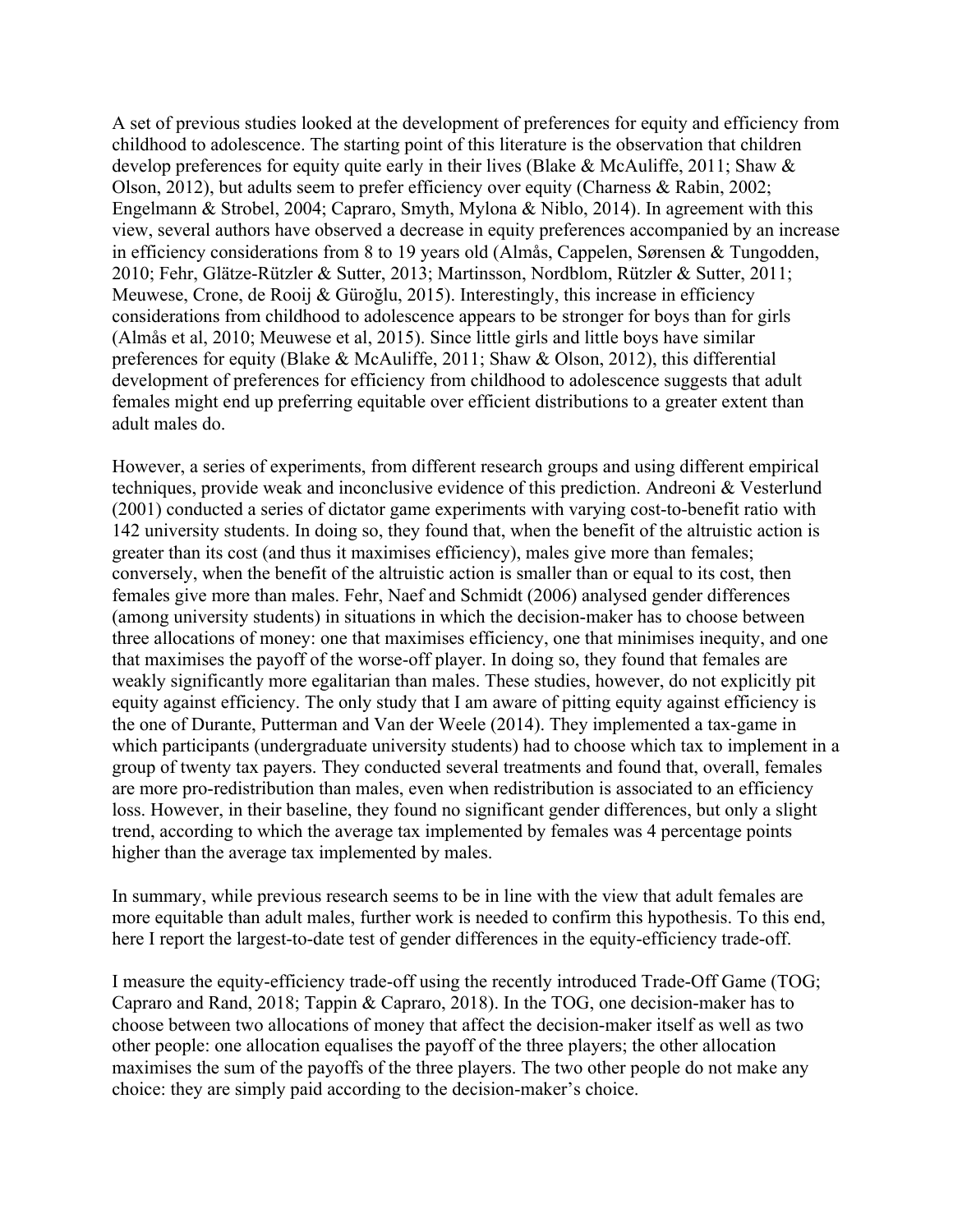A set of previous studies looked at the development of preferences for equity and efficiency from childhood to adolescence. The starting point of this literature is the observation that children develop preferences for equity quite early in their lives (Blake & McAuliffe, 2011; Shaw & Olson, 2012), but adults seem to prefer efficiency over equity (Charness & Rabin, 2002; Engelmann & Strobel, 2004; Capraro, Smyth, Mylona & Niblo, 2014). In agreement with this view, several authors have observed a decrease in equity preferences accompanied by an increase in efficiency considerations from 8 to 19 years old (Almås, Cappelen, Sørensen & Tungodden, 2010; Fehr, Glätze-Rützler & Sutter, 2013; Martinsson, Nordblom, Rützler & Sutter, 2011; Meuwese, Crone, de Rooij & Güroğlu, 2015). Interestingly, this increase in efficiency considerations from childhood to adolescence appears to be stronger for boys than for girls (Almås et al, 2010; Meuwese et al, 2015). Since little girls and little boys have similar preferences for equity (Blake & McAuliffe, 2011; Shaw & Olson, 2012), this differential development of preferences for efficiency from childhood to adolescence suggests that adult females might end up preferring equitable over efficient distributions to a greater extent than adult males do.

However, a series of experiments, from different research groups and using different empirical techniques, provide weak and inconclusive evidence of this prediction. Andreoni & Vesterlund (2001) conducted a series of dictator game experiments with varying cost-to-benefit ratio with 142 university students. In doing so, they found that, when the benefit of the altruistic action is greater than its cost (and thus it maximises efficiency), males give more than females; conversely, when the benefit of the altruistic action is smaller than or equal to its cost, then females give more than males. Fehr, Naef and Schmidt (2006) analysed gender differences (among university students) in situations in which the decision-maker has to choose between three allocations of money: one that maximises efficiency, one that minimises inequity, and one that maximises the payoff of the worse-off player. In doing so, they found that females are weakly significantly more egalitarian than males. These studies, however, do not explicitly pit equity against efficiency. The only study that I am aware of pitting equity against efficiency is the one of Durante, Putterman and Van der Weele (2014). They implemented a tax-game in which participants (undergraduate university students) had to choose which tax to implement in a group of twenty tax payers. They conducted several treatments and found that, overall, females are more pro-redistribution than males, even when redistribution is associated to an efficiency loss. However, in their baseline, they found no significant gender differences, but only a slight trend, according to which the average tax implemented by females was 4 percentage points higher than the average tax implemented by males.

In summary, while previous research seems to be in line with the view that adult females are more equitable than adult males, further work is needed to confirm this hypothesis. To this end, here I report the largest-to-date test of gender differences in the equity-efficiency trade-off.

I measure the equity-efficiency trade-off using the recently introduced Trade-Off Game (TOG; Capraro and Rand, 2018; Tappin & Capraro, 2018). In the TOG, one decision-maker has to choose between two allocations of money that affect the decision-maker itself as well as two other people: one allocation equalises the payoff of the three players; the other allocation maximises the sum of the payoffs of the three players. The two other people do not make any choice: they are simply paid according to the decision-maker's choice.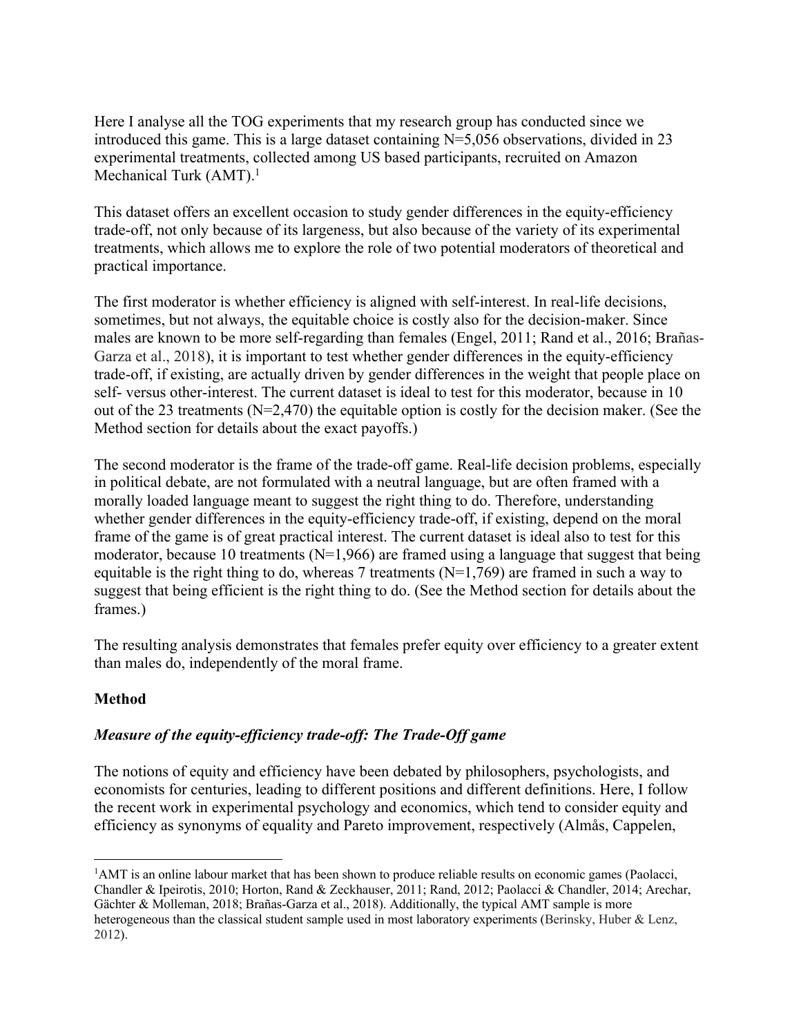Here I analyse all the TOG experiments that my research group has conducted since we introduced this game. This is a large dataset containing N=5,056 observations, divided in 23 experimental treatments, collected among US based participants, recruited on Amazon Mechanical Turk (AMT).[1]

This dataset offers an excellent occasion to study gender differences in the equity-efficiency trade-off, not only because of its largeness, but also because of the variety of its experimental treatments, which allows me to explore the role of two potential moderators of theoretical and practical importance.

The first moderator is whether efficiency is aligned with self-interest. In real-life decisions, sometimes, but not always, the equitable choice is costly also for the decision-maker. Since males are known to be more self-regarding than females (Engel, 2011; Rand et al., 2016; Brañas-Garza et al., 2018), it is important to test whether gender differences in the equity-efficiency trade-off, if existing, are actually driven by gender differences in the weight that people place on self- versus other-interest. The current dataset is ideal to test for this moderator, because in 10 out of the 23 treatments (N=2,470) the equitable option is costly for the decision maker. (See the Method section for details about the exact payoffs.)

The second moderator is the frame of the trade-off game. Real-life decision problems, especially in political debate, are not formulated with a neutral language, but are often framed with a morally loaded language meant to suggest the right thing to do. Therefore, understanding whether gender differences in the equity-efficiency trade-off, if existing, depend on the moral frame of the game is of great practical interest. The current dataset is ideal also to test for this moderator, because 10 treatments (N=1,966) are framed using a language that suggest that being equitable is the right thing to do, whereas 7 treatments (N=1,769) are framed in such a way to suggest that being efficient is the right thing to do. (See the Method section for details about the frames.)

The resulting analysis demonstrates that females prefer equity over efficiency to a greater extent than males do, independently of the moral frame.

## Method

### *Measure of the equity-efficiency trade-off: The Trade-Off game*

The notions of equity and efficiency have been debated by philosophers, psychologists, and economists for centuries, leading to different positions and different definitions. Here, I follow the recent work in experimental psychology and economics, which tend to consider equity and efficiency as synonyms of equality and Pareto improvement, respectively (Almås, Cappelen,

[1] AMT is an online labour market that has been shown to produce reliable results on economic games (Paolacci, Chandler & Ipeirotis, 2010; Horton, Rand & Zeckhauser, 2011; Rand, 2012; Paolacci & Chandler, 2014; Arechar, Gächter & Molleman, 2018; Brañas-Garza et al., 2018). Additionally, the typical AMT sample is more heterogeneous than the classical student sample used in most laboratory experiments (Berinsky, Huber & Lenz, 2012).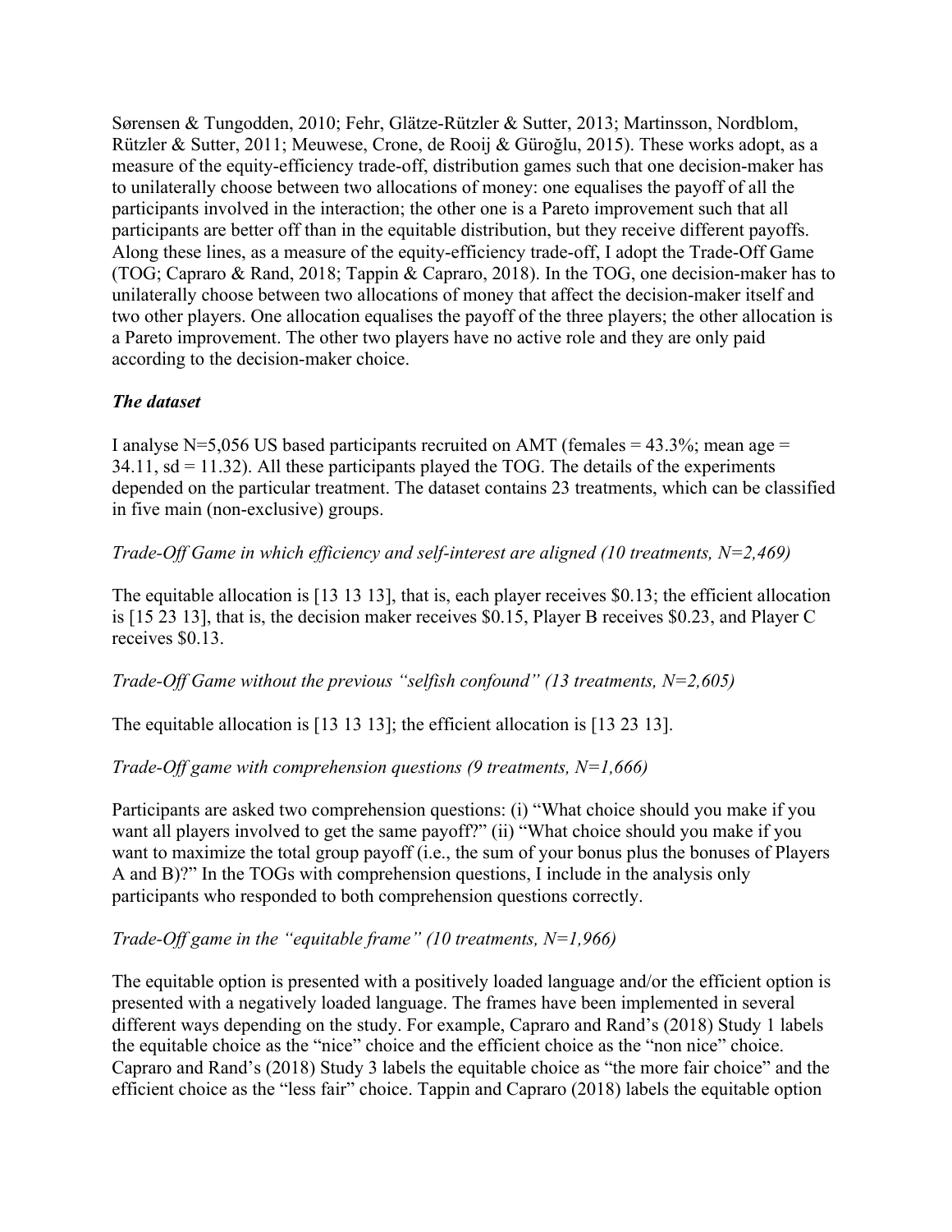Sørensen & Tungodden, 2010; Fehr, Glätze-Rützler & Sutter, 2013; Martinsson, Nordblom, Rützler & Sutter, 2011; Meuwese, Crone, de Rooij & Güroğlu, 2015). These works adopt, as a measure of the equity-efficiency trade-off, distribution games such that one decision-maker has to unilaterally choose between two allocations of money: one equalises the payoff of all the participants involved in the interaction; the other one is a Pareto improvement such that all participants are better off than in the equitable distribution, but they receive different payoffs. Along these lines, as a measure of the equity-efficiency trade-off, I adopt the Trade-Off Game (TOG; Capraro & Rand, 2018; Tappin & Capraro, 2018). In the TOG, one decision-maker has to unilaterally choose between two allocations of money that affect the decision-maker itself and two other players. One allocation equalises the payoff of the three players; the other allocation is a Pareto improvement. The other two players have no active role and they are only paid according to the decision-maker choice.

### *The dataset*

I analyse N=5,056 US based participants recruited on AMT (females = 43.3%; mean age = 34.11, sd = 11.32). All these participants played the TOG. The details of the experiments depended on the particular treatment. The dataset contains 23 treatments, which can be classified in five main (non-exclusive) groups.

*Trade-Off Game in which efficiency and self-interest are aligned (10 treatments, N=2,469)*

The equitable allocation is [13 13 13], that is, each player receives $0.13; the efficient allocation is [15 23 13], that is, the decision maker receives $0.15, Player B receives $0.23, and Player C receives $0.13.

*Trade-Off Game without the previous "selfish confound" (13 treatments, N=2,605)*

The equitable allocation is [13 13 13]; the efficient allocation is [13 23 13].

*Trade-Off game with comprehension questions (9 treatments, N=1,666)*

Participants are asked two comprehension questions: (i) "What choice should you make if you want all players involved to get the same payoff?" (ii) "What choice should you make if you want to maximize the total group payoff (i.e., the sum of your bonus plus the bonuses of Players A and B)?" In the TOGs with comprehension questions, I include in the analysis only participants who responded to both comprehension questions correctly.

*Trade-Off game in the "equitable frame" (10 treatments, N=1,966)*

The equitable option is presented with a positively loaded language and/or the efficient option is presented with a negatively loaded language. The frames have been implemented in several different ways depending on the study. For example, Capraro and Rand's (2018) Study 1 labels the equitable choice as the "nice" choice and the efficient choice as the "non nice" choice. Capraro and Rand's (2018) Study 3 labels the equitable choice as "the more fair choice" and the efficient choice as the "less fair" choice. Tappin and Capraro (2018) labels the equitable option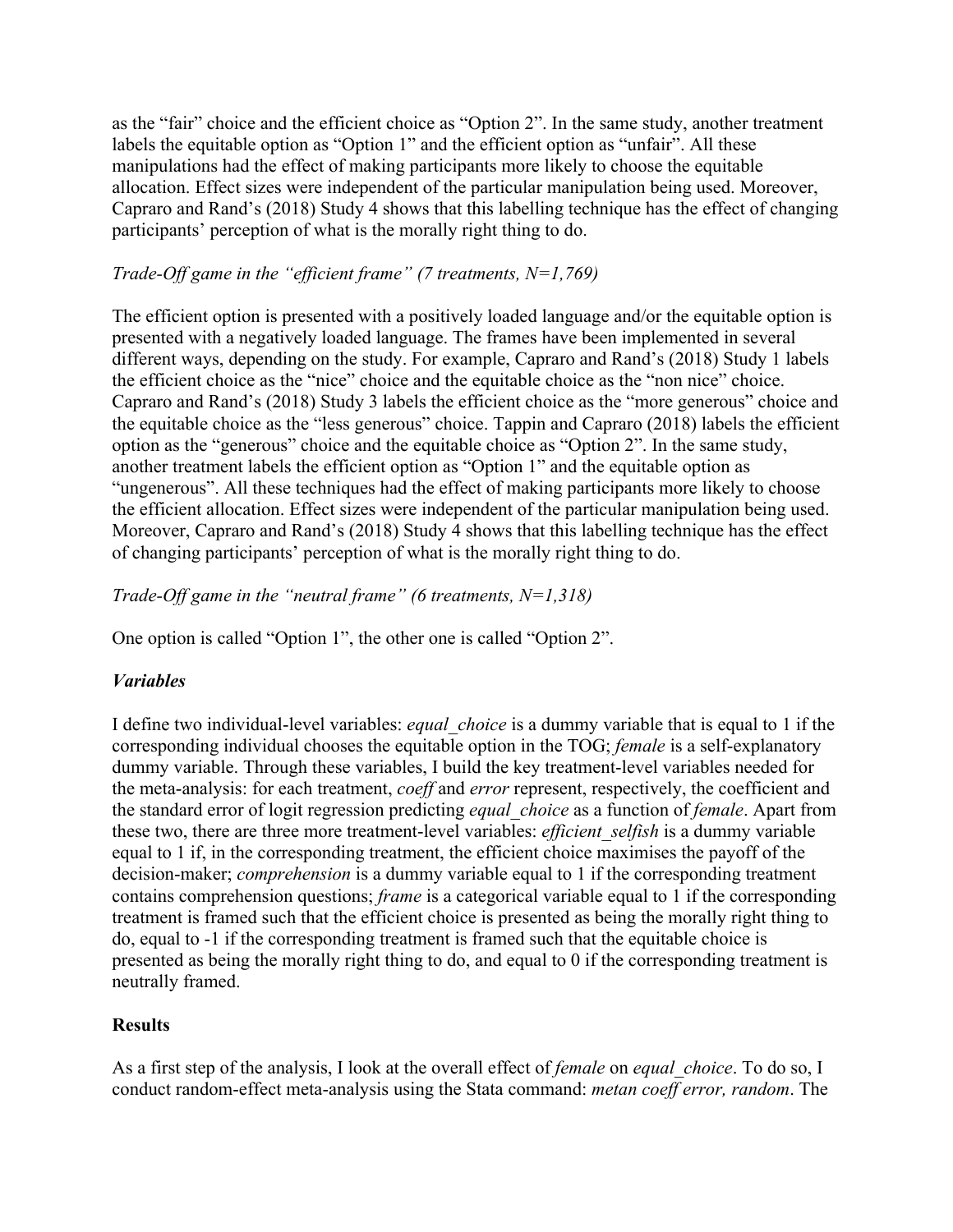as the "fair" choice and the efficient choice as "Option 2". In the same study, another treatment labels the equitable option as "Option 1" and the efficient option as "unfair". All these manipulations had the effect of making participants more likely to choose the equitable allocation. Effect sizes were independent of the particular manipulation being used. Moreover, Capraro and Rand's (2018) Study 4 shows that this labelling technique has the effect of changing participants' perception of what is the morally right thing to do.

*Trade-Off game in the "efficient frame" (7 treatments, N=1,769)*

The efficient option is presented with a positively loaded language and/or the equitable option is presented with a negatively loaded language. The frames have been implemented in several different ways, depending on the study. For example, Capraro and Rand's (2018) Study 1 labels the efficient choice as the "nice" choice and the equitable choice as the "non nice" choice. Capraro and Rand's (2018) Study 3 labels the efficient choice as the "more generous" choice and the equitable choice as the "less generous" choice. Tappin and Capraro (2018) labels the efficient option as the "generous" choice and the equitable choice as "Option 2". In the same study, another treatment labels the efficient option as "Option 1" and the equitable option as "ungenerous". All these techniques had the effect of making participants more likely to choose the efficient allocation. Effect sizes were independent of the particular manipulation being used. Moreover, Capraro and Rand's (2018) Study 4 shows that this labelling technique has the effect of changing participants' perception of what is the morally right thing to do.

*Trade-Off game in the "neutral frame" (6 treatments, N=1,318)*

One option is called "Option 1", the other one is called "Option 2".

### *Variables*

I define two individual-level variables: *equal_choice* is a dummy variable that is equal to 1 if the corresponding individual chooses the equitable option in the TOG; *female* is a self-explanatory dummy variable. Through these variables, I build the key treatment-level variables needed for the meta-analysis: for each treatment, *coeff* and *error* represent, respectively, the coefficient and the standard error of logit regression predicting *equal_choice* as a function of *female*. Apart from these two, there are three more treatment-level variables: *efficient_selfish* is a dummy variable equal to 1 if, in the corresponding treatment, the efficient choice maximises the payoff of the decision-maker; *comprehension* is a dummy variable equal to 1 if the corresponding treatment contains comprehension questions; *frame* is a categorical variable equal to 1 if the corresponding treatment is framed such that the efficient choice is presented as being the morally right thing to do, equal to -1 if the corresponding treatment is framed such that the equitable choice is presented as being the morally right thing to do, and equal to 0 if the corresponding treatment is neutrally framed.

## Results

As a first step of the analysis, I look at the overall effect of *female* on *equal_choice*. To do so, I conduct random-effect meta-analysis using the Stata command: *metan coeff error, random*. The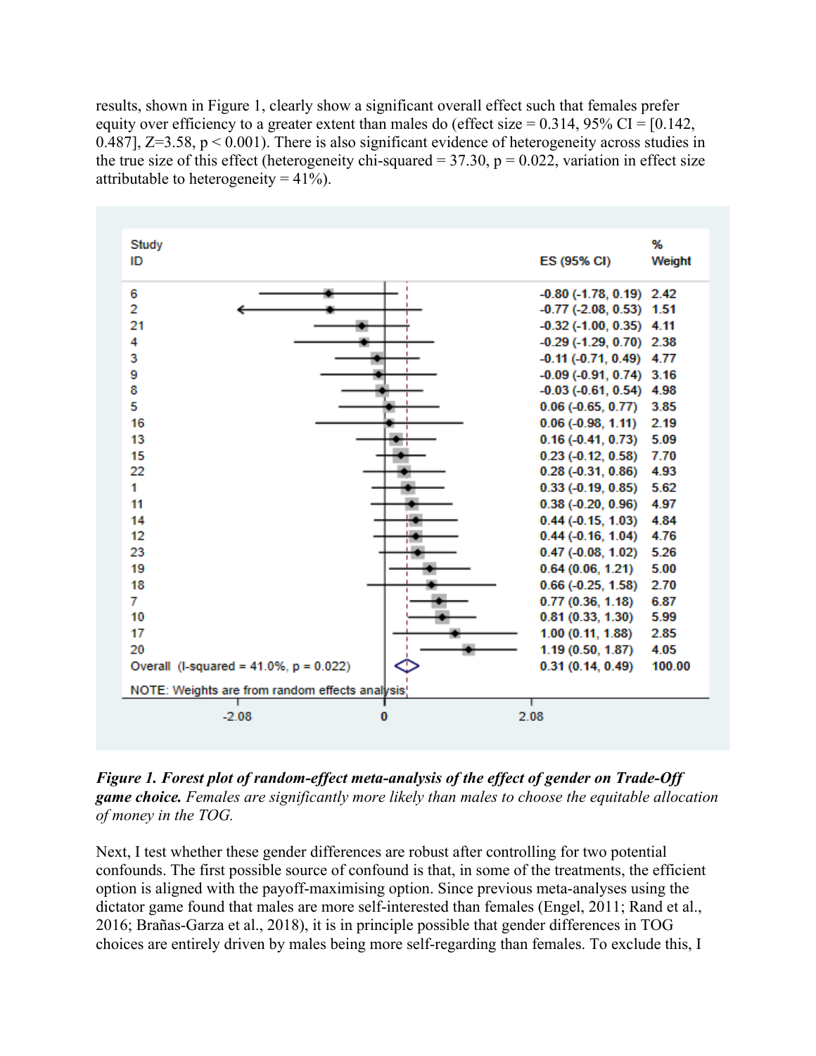results, shown in Figure 1, clearly show a significant overall effect such that females prefer equity over efficiency to a greater extent than males do (effect size = 0.314, 95% CI = [0.142, 0.487], Z=3.58, $p < 0.001$). There is also significant evidence of heterogeneity across studies in the true size of this effect (heterogeneity chi-squared = 37.30, p = 0.022, variation in effect size attributable to heterogeneity = 41%).

| Study ID | ES (95% CI) | % Weight |
|---|---|---|
| 6 | -0.80 (-1.78, 0.19) | 2.42 |
| 2 | -0.77 (-2.08, 0.53) | 1.51 |
| 21 | -0.32 (-1.00, 0.35) | 4.11 |
| 4 | -0.29 (-1.29, 0.70) | 2.38 |
| 3 | -0.11 (-0.71, 0.49) | 4.77 |
| 9 | -0.09 (-0.91, 0.74) | 3.16 |
| 8 | -0.03 (-0.61, 0.54) | 4.98 |
| 5 | 0.06 (-0.65, 0.77) | 3.85 |
| 16 | 0.06 (-0.98, 1.11) | 2.19 |
| 13 | 0.16 (-0.41, 0.73) | 5.09 |
| 15 | 0.23 (-0.12, 0.58) | 7.70 |
| 22 | 0.28 (-0.31, 0.86) | 4.93 |
| 1 | 0.33 (-0.19, 0.85) | 5.62 |
| 11 | 0.38 (-0.20, 0.96) | 4.97 |
| 14 | 0.44 (-0.15, 1.03) | 4.84 |
| 12 | 0.44 (-0.16, 1.04) | 4.76 |
| 23 | 0.47 (-0.08, 1.02) | 5.26 |
| 19 | 0.64 (0.06, 1.21) | 5.00 |
| 18 | 0.66 (-0.25, 1.58) | 2.70 |
| 7 | 0.77 (0.36, 1.18) | 6.87 |
| 10 | 0.81 (0.33, 1.30) | 5.99 |
| 17 | 1.00 (0.11, 1.88) | 2.85 |
| 20 | 1.19 (0.50, 1.87) | 4.05 |
| Overall (I-squared = 41.0%, p = 0.022) | 0.31 (0.14, 0.49) | 100.00 |

NOTE: Weights are from random effects analysis

-2.08 0 2.08

***Figure 1. Forest plot of random-effect meta-analysis of the effect of gender on Trade-Off game choice.*** *Females are significantly more likely than males to choose the equitable allocation of money in the TOG.*

Next, I test whether these gender differences are robust after controlling for two potential confounds. The first possible source of confound is that, in some of the treatments, the efficient option is aligned with the payoff-maximising option. Since previous meta-analyses using the dictator game found that males are more self-interested than females (Engel, 2011; Rand et al., 2016; Brañas-Garza et al., 2018), it is in principle possible that gender differences in TOG choices are entirely driven by males being more self-regarding than females. To exclude this, I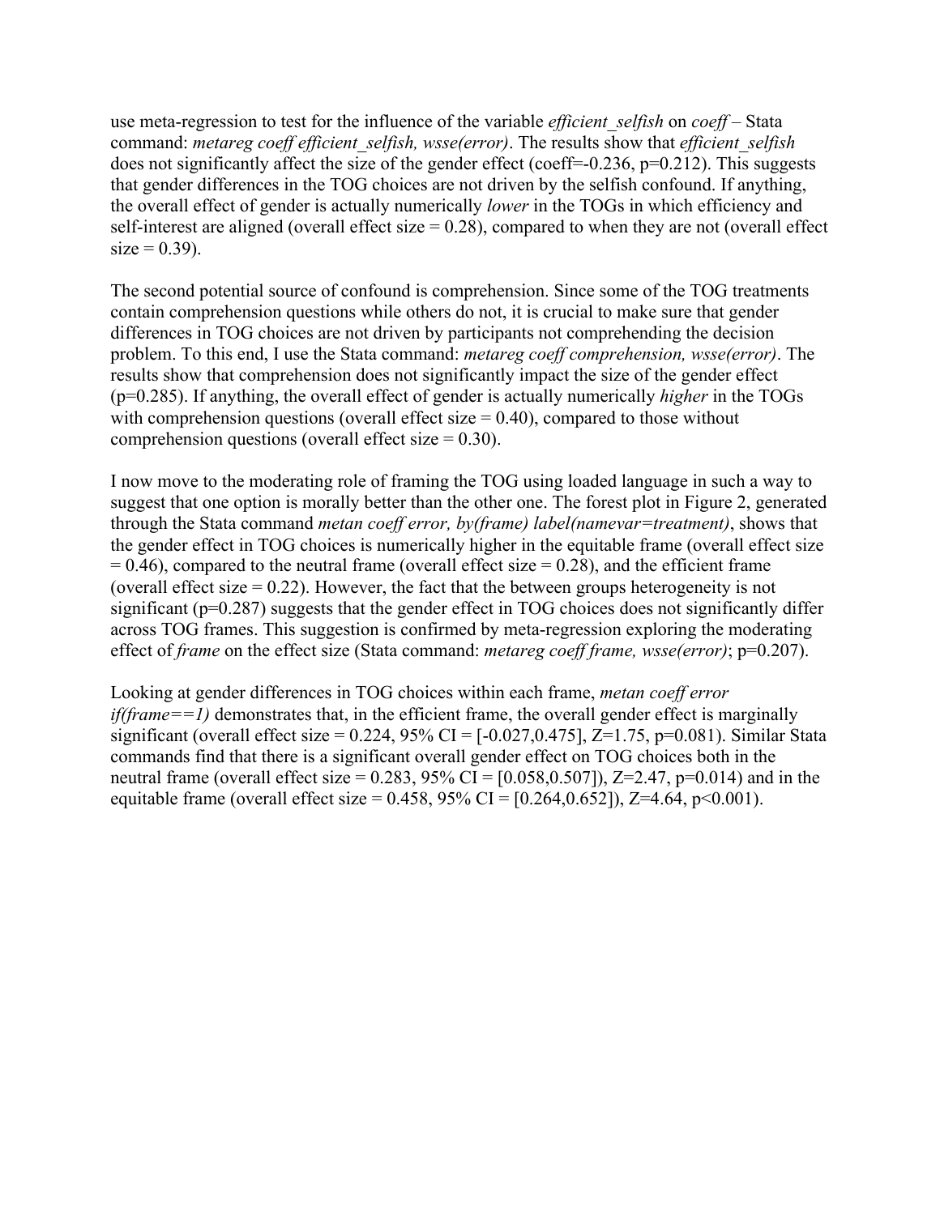use meta-regression to test for the influence of the variable *efficient_selfish* on *coeff* – Stata command: *metareg coeff efficient_selfish, wsse(error)*. The results show that *efficient_selfish* does not significantly affect the size of the gender effect (coeff=-0.236, p=0.212). This suggests that gender differences in the TOG choices are not driven by the selfish confound. If anything, the overall effect of gender is actually numerically *lower* in the TOGs in which efficiency and self-interest are aligned (overall effect size = 0.28), compared to when they are not (overall effect size = 0.39).

The second potential source of confound is comprehension. Since some of the TOG treatments contain comprehension questions while others do not, it is crucial to make sure that gender differences in TOG choices are not driven by participants not comprehending the decision problem. To this end, I use the Stata command: *metareg coeff comprehension, wsse(error)*. The results show that comprehension does not significantly impact the size of the gender effect (p=0.285). If anything, the overall effect of gender is actually numerically *higher* in the TOGs with comprehension questions (overall effect size = 0.40), compared to those without comprehension questions (overall effect size = 0.30).

I now move to the moderating role of framing the TOG using loaded language in such a way to suggest that one option is morally better than the other one. The forest plot in Figure 2, generated through the Stata command *metan coeff error, by(frame) label(namevar=treatment)*, shows that the gender effect in TOG choices is numerically higher in the equitable frame (overall effect size = 0.46), compared to the neutral frame (overall effect size = 0.28), and the efficient frame (overall effect size = 0.22). However, the fact that the between groups heterogeneity is not significant (p=0.287) suggests that the gender effect in TOG choices does not significantly differ across TOG frames. This suggestion is confirmed by meta-regression exploring the moderating effect of *frame* on the effect size (Stata command: *metareg coeff frame, wsse(error)*; p=0.207).

Looking at gender differences in TOG choices within each frame, *metan coeff error if(frame==1)* demonstrates that, in the efficient frame, the overall gender effect is marginally significant (overall effect size = 0.224, 95% CI = [-0.027,0.475], Z=1.75, p=0.081). Similar Stata commands find that there is a significant overall gender effect on TOG choices both in the neutral frame (overall effect size = 0.283, 95% CI = [0.058,0.507]), Z=2.47, p=0.014) and in the equitable frame (overall effect size = 0.458, 95% CI = [0.264,0.652]), Z=4.64, p<0.001).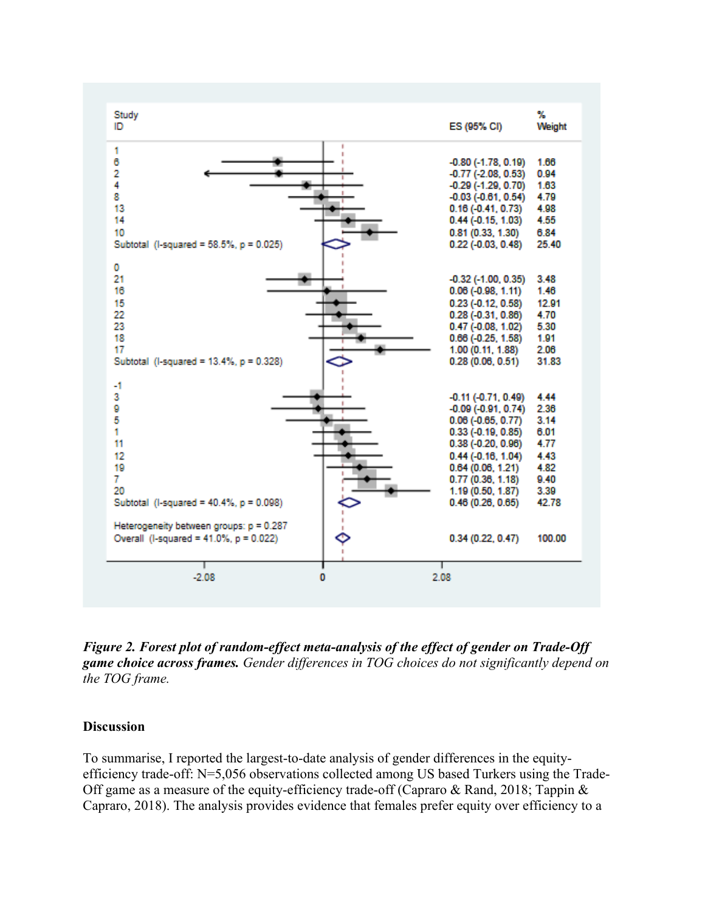| Study ID | ES (95% CI) | % Weight |
|---|---|---|
| **1** | | |
| 6 | -0.80 (-1.78, 0.19) | 1.66 |
| 2 | -0.77 (-2.08, 0.53) | 0.94 |
| 4 | -0.29 (-1.29, 0.70) | 1.63 |
| 8 | -0.03 (-0.61, 0.54) | 4.79 |
| 13 | 0.16 (-0.41, 0.73) | 4.98 |
| 14 | 0.44 (-0.15, 1.03) | 4.55 |
| 10 | 0.81 (0.33, 1.30) | 6.84 |
| Subtotal (I-squared = 58.5%, p = 0.025) | 0.22 (-0.03, 0.48) | 25.40 |
| **0** | | |
| 21 | -0.32 (-1.00, 0.35) | 3.48 |
| 16 | 0.06 (-0.98, 1.11) | 1.46 |
| 15 | 0.23 (-0.12, 0.58) | 12.91 |
| 22 | 0.28 (-0.31, 0.86) | 4.70 |
| 23 | 0.47 (-0.08, 1.02) | 5.30 |
| 18 | 0.66 (-0.25, 1.58) | 1.91 |
| 17 | 1.00 (0.11, 1.88) | 2.06 |
| Subtotal (I-squared = 13.4%, p = 0.328) | 0.28 (0.06, 0.51) | 31.83 |
| **-1** | | |
| 3 | -0.11 (-0.71, 0.49) | 4.44 |
| 9 | -0.09 (-0.91, 0.74) | 2.36 |
| 5 | 0.06 (-0.65, 0.77) | 3.14 |
| 1 | 0.33 (-0.19, 0.85) | 6.01 |
| 11 | 0.38 (-0.20, 0.96) | 4.77 |
| 12 | 0.44 (-0.16, 1.04) | 4.43 |
| 19 | 0.64 (0.06, 1.21) | 4.82 |
| 7 | 0.77 (0.36, 1.18) | 9.40 |
| 20 | 1.19 (0.50, 1.87) | 3.39 |
| Subtotal (I-squared = 40.4%, p = 0.098) | 0.46 (0.26, 0.65) | 42.78 |
| Heterogeneity between groups: p = 0.287 | | |
| Overall (I-squared = 41.0%, p = 0.022) | 0.34 (0.22, 0.47) | 100.00 |

***Figure 2. Forest plot of random-effect meta-analysis of the effect of gender on Trade-Off game choice across frames.*** *Gender differences in TOG choices do not significantly depend on the TOG frame.*

## Discussion

To summarise, I reported the largest-to-date analysis of gender differences in the equity-efficiency trade-off: N=5,056 observations collected among US based Turkers using the Trade-Off game as a measure of the equity-efficiency trade-off (Capraro & Rand, 2018; Tappin & Capraro, 2018). The analysis provides evidence that females prefer equity over efficiency to a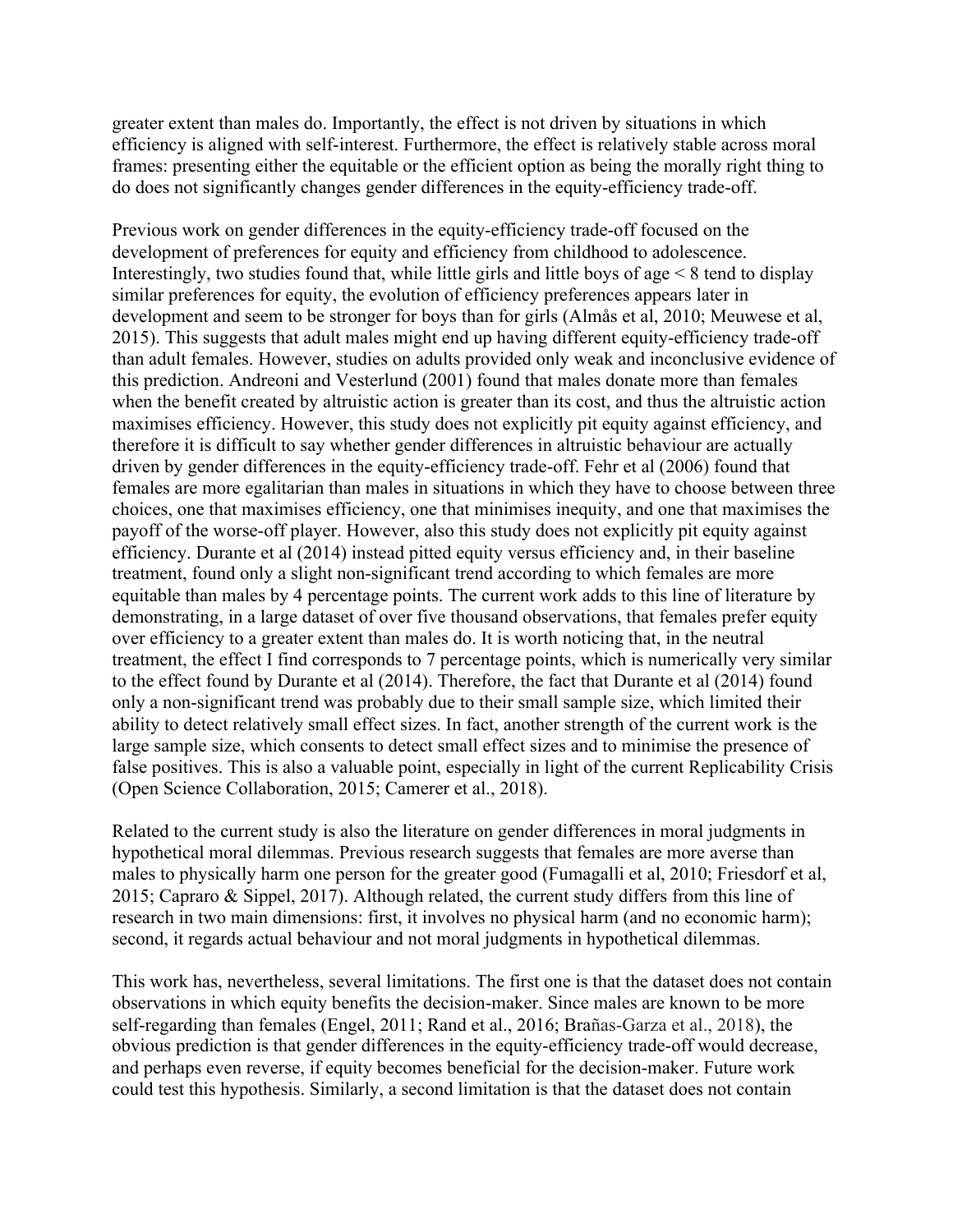greater extent than males do. Importantly, the effect is not driven by situations in which efficiency is aligned with self-interest. Furthermore, the effect is relatively stable across moral frames: presenting either the equitable or the efficient option as being the morally right thing to do does not significantly changes gender differences in the equity-efficiency trade-off.

Previous work on gender differences in the equity-efficiency trade-off focused on the development of preferences for equity and efficiency from childhood to adolescence. Interestingly, two studies found that, while little girls and little boys of age < 8 tend to display similar preferences for equity, the evolution of efficiency preferences appears later in development and seem to be stronger for boys than for girls (Almås et al, 2010; Meuwese et al, 2015). This suggests that adult males might end up having different equity-efficiency trade-off than adult females. However, studies on adults provided only weak and inconclusive evidence of this prediction. Andreoni and Vesterlund (2001) found that males donate more than females when the benefit created by altruistic action is greater than its cost, and thus the altruistic action maximises efficiency. However, this study does not explicitly pit equity against efficiency, and therefore it is difficult to say whether gender differences in altruistic behaviour are actually driven by gender differences in the equity-efficiency trade-off. Fehr et al (2006) found that females are more egalitarian than males in situations in which they have to choose between three choices, one that maximises efficiency, one that minimises inequity, and one that maximises the payoff of the worse-off player. However, also this study does not explicitly pit equity against efficiency. Durante et al (2014) instead pitted equity versus efficiency and, in their baseline treatment, found only a slight non-significant trend according to which females are more equitable than males by 4 percentage points. The current work adds to this line of literature by demonstrating, in a large dataset of over five thousand observations, that females prefer equity over efficiency to a greater extent than males do. It is worth noticing that, in the neutral treatment, the effect I find corresponds to 7 percentage points, which is numerically very similar to the effect found by Durante et al (2014). Therefore, the fact that Durante et al (2014) found only a non-significant trend was probably due to their small sample size, which limited their ability to detect relatively small effect sizes. In fact, another strength of the current work is the large sample size, which consents to detect small effect sizes and to minimise the presence of false positives. This is also a valuable point, especially in light of the current Replicability Crisis (Open Science Collaboration, 2015; Camerer et al., 2018).

Related to the current study is also the literature on gender differences in moral judgments in hypothetical moral dilemmas. Previous research suggests that females are more averse than males to physically harm one person for the greater good (Fumagalli et al, 2010; Friesdorf et al, 2015; Capraro & Sippel, 2017). Although related, the current study differs from this line of research in two main dimensions: first, it involves no physical harm (and no economic harm); second, it regards actual behaviour and not moral judgments in hypothetical dilemmas.

This work has, nevertheless, several limitations. The first one is that the dataset does not contain observations in which equity benefits the decision-maker. Since males are known to be more self-regarding than females (Engel, 2011; Rand et al., 2016; Brañas-Garza et al., 2018), the obvious prediction is that gender differences in the equity-efficiency trade-off would decrease, and perhaps even reverse, if equity becomes beneficial for the decision-maker. Future work could test this hypothesis. Similarly, a second limitation is that the dataset does not contain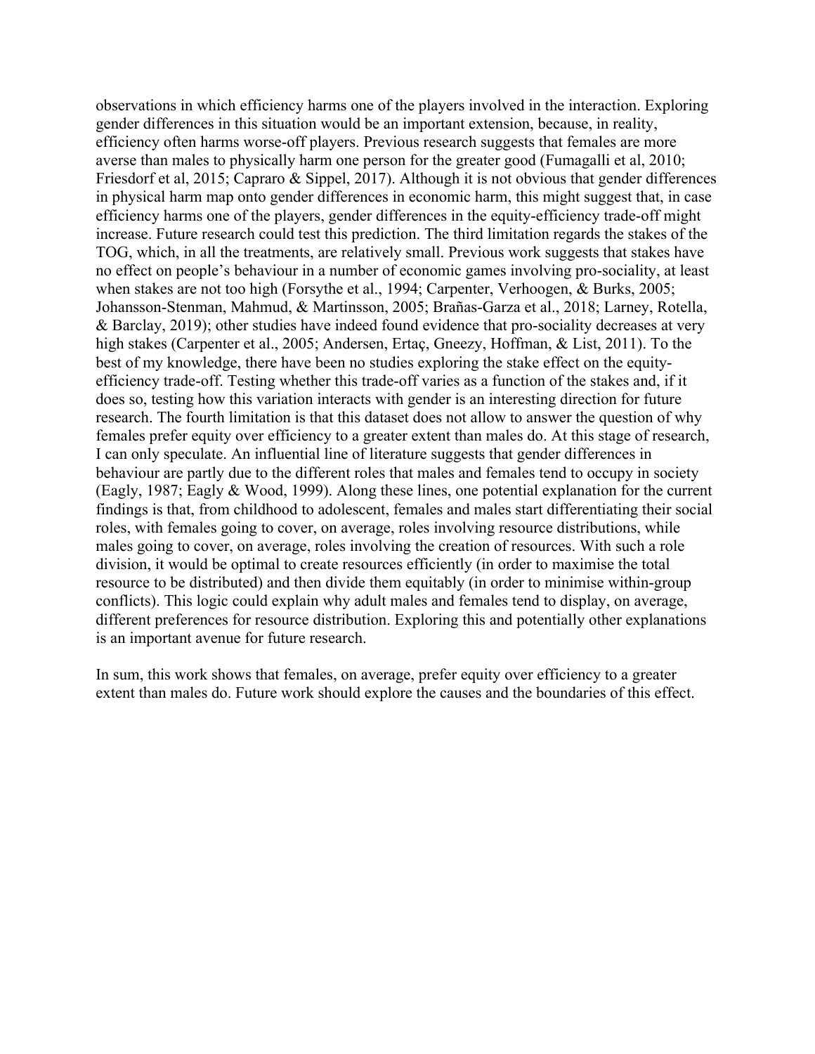observations in which efficiency harms one of the players involved in the interaction. Exploring gender differences in this situation would be an important extension, because, in reality, efficiency often harms worse-off players. Previous research suggests that females are more averse than males to physically harm one person for the greater good (Fumagalli et al, 2010; Friesdorf et al, 2015; Capraro & Sippel, 2017). Although it is not obvious that gender differences in physical harm map onto gender differences in economic harm, this might suggest that, in case efficiency harms one of the players, gender differences in the equity-efficiency trade-off might increase. Future research could test this prediction. The third limitation regards the stakes of the TOG, which, in all the treatments, are relatively small. Previous work suggests that stakes have no effect on people's behaviour in a number of economic games involving pro-sociality, at least when stakes are not too high (Forsythe et al., 1994; Carpenter, Verhoogen, & Burks, 2005; Johansson-Stenman, Mahmud, & Martinsson, 2005; Brañas-Garza et al., 2018; Larney, Rotella, & Barclay, 2019); other studies have indeed found evidence that pro-sociality decreases at very high stakes (Carpenter et al., 2005; Andersen, Ertaç, Gneezy, Hoffman, & List, 2011). To the best of my knowledge, there have been no studies exploring the stake effect on the equity-efficiency trade-off. Testing whether this trade-off varies as a function of the stakes and, if it does so, testing how this variation interacts with gender is an interesting direction for future research. The fourth limitation is that this dataset does not allow to answer the question of why females prefer equity over efficiency to a greater extent than males do. At this stage of research, I can only speculate. An influential line of literature suggests that gender differences in behaviour are partly due to the different roles that males and females tend to occupy in society (Eagly, 1987; Eagly & Wood, 1999). Along these lines, one potential explanation for the current findings is that, from childhood to adolescent, females and males start differentiating their social roles, with females going to cover, on average, roles involving resource distributions, while males going to cover, on average, roles involving the creation of resources. With such a role division, it would be optimal to create resources efficiently (in order to maximise the total resource to be distributed) and then divide them equitably (in order to minimise within-group conflicts). This logic could explain why adult males and females tend to display, on average, different preferences for resource distribution. Exploring this and potentially other explanations is an important avenue for future research.

In sum, this work shows that females, on average, prefer equity over efficiency to a greater extent than males do. Future work should explore the causes and the boundaries of this effect.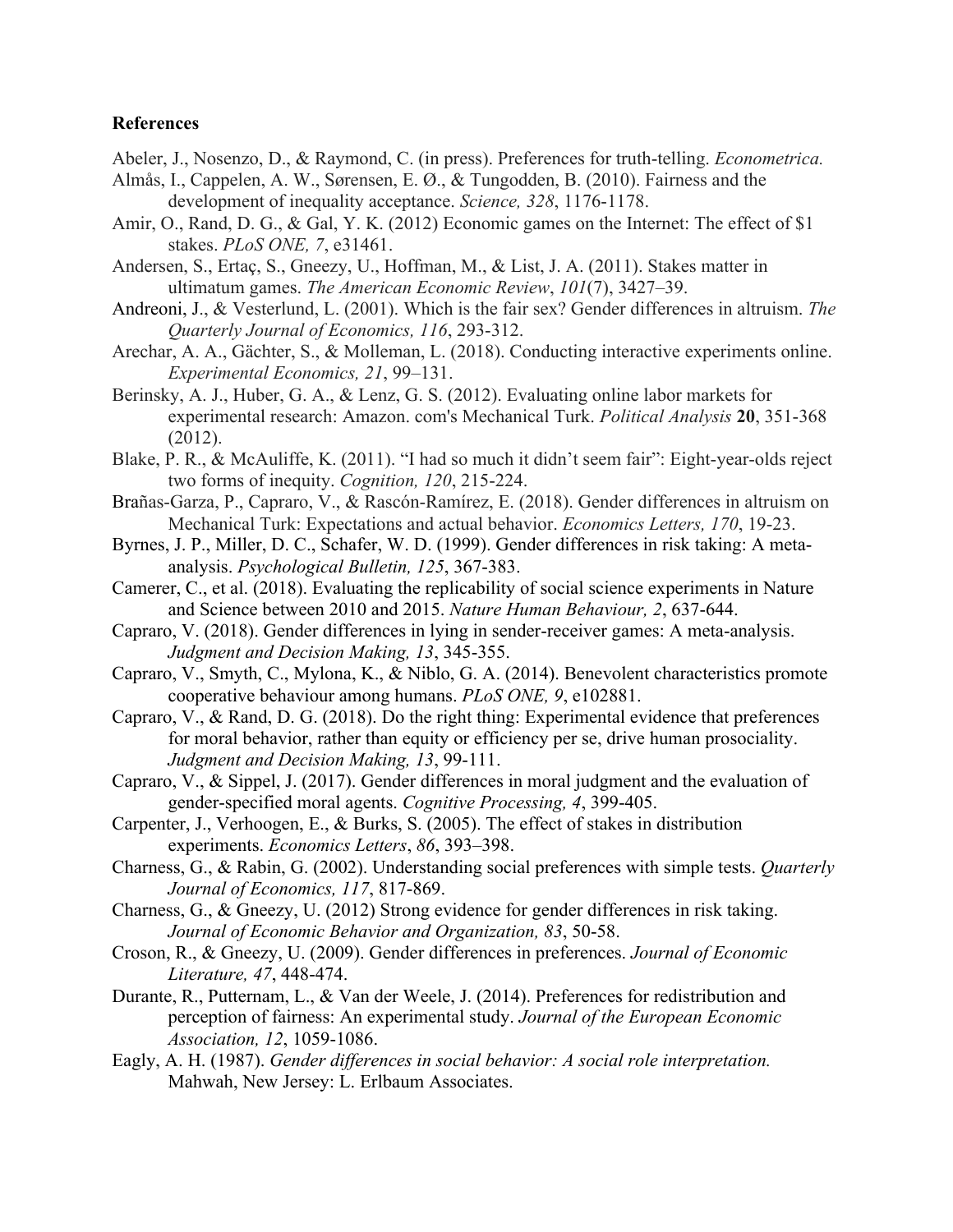**References**

Abeler, J., Nosenzo, D., & Raymond, C. (in press). Preferences for truth-telling. *Econometrica.*

Almås, I., Cappelen, A. W., Sørensen, E. Ø., & Tungodden, B. (2010). Fairness and the development of inequality acceptance. *Science, 328*, 1176-1178.

Amir, O., Rand, D. G., & Gal, Y. K. (2012) Economic games on the Internet: The effect of $1 stakes. *PLoS ONE, 7*, e31461.

Andersen, S., Ertaç, S., Gneezy, U., Hoffman, M., & List, J. A. (2011). Stakes matter in ultimatum games. *The American Economic Review*, *101*(7), 3427–39.

Andreoni, J., & Vesterlund, L. (2001). Which is the fair sex? Gender differences in altruism. *The Quarterly Journal of Economics, 116*, 293-312.

Arechar, A. A., Gächter, S., & Molleman, L. (2018). Conducting interactive experiments online. *Experimental Economics, 21*, 99–131.

Berinsky, A. J., Huber, G. A., & Lenz, G. S. (2012). Evaluating online labor markets for experimental research: Amazon. com's Mechanical Turk. *Political Analysis* **20**, 351-368 (2012).

Blake, P. R., & McAuliffe, K. (2011). "I had so much it didn't seem fair": Eight-year-olds reject two forms of inequity. *Cognition, 120*, 215-224.

Brañas-Garza, P., Capraro, V., & Rascón-Ramírez, E. (2018). Gender differences in altruism on Mechanical Turk: Expectations and actual behavior. *Economics Letters, 170*, 19-23.

Byrnes, J. P., Miller, D. C., Schafer, W. D. (1999). Gender differences in risk taking: A meta-analysis. *Psychological Bulletin, 125*, 367-383.

Camerer, C., et al. (2018). Evaluating the replicability of social science experiments in Nature and Science between 2010 and 2015. *Nature Human Behaviour, 2*, 637-644.

Capraro, V. (2018). Gender differences in lying in sender-receiver games: A meta-analysis. *Judgment and Decision Making, 13*, 345-355.

Capraro, V., Smyth, C., Mylona, K., & Niblo, G. A. (2014). Benevolent characteristics promote cooperative behaviour among humans. *PLoS ONE, 9*, e102881.

Capraro, V., & Rand, D. G. (2018). Do the right thing: Experimental evidence that preferences for moral behavior, rather than equity or efficiency per se, drive human prosociality. *Judgment and Decision Making, 13*, 99-111.

Capraro, V., & Sippel, J. (2017). Gender differences in moral judgment and the evaluation of gender-specified moral agents. *Cognitive Processing, 4*, 399-405.

Carpenter, J., Verhoogen, E., & Burks, S. (2005). The effect of stakes in distribution experiments. *Economics Letters*, *86*, 393–398.

Charness, G., & Rabin, G. (2002). Understanding social preferences with simple tests. *Quarterly Journal of Economics, 117*, 817-869.

Charness, G., & Gneezy, U. (2012) Strong evidence for gender differences in risk taking. *Journal of Economic Behavior and Organization, 83*, 50-58.

Croson, R., & Gneezy, U. (2009). Gender differences in preferences. *Journal of Economic Literature, 47*, 448-474.

Durante, R., Putternam, L., & Van der Weele, J. (2014). Preferences for redistribution and perception of fairness: An experimental study. *Journal of the European Economic Association, 12*, 1059-1086.

Eagly, A. H. (1987). *Gender differences in social behavior: A social role interpretation.* Mahwah, New Jersey: L. Erlbaum Associates.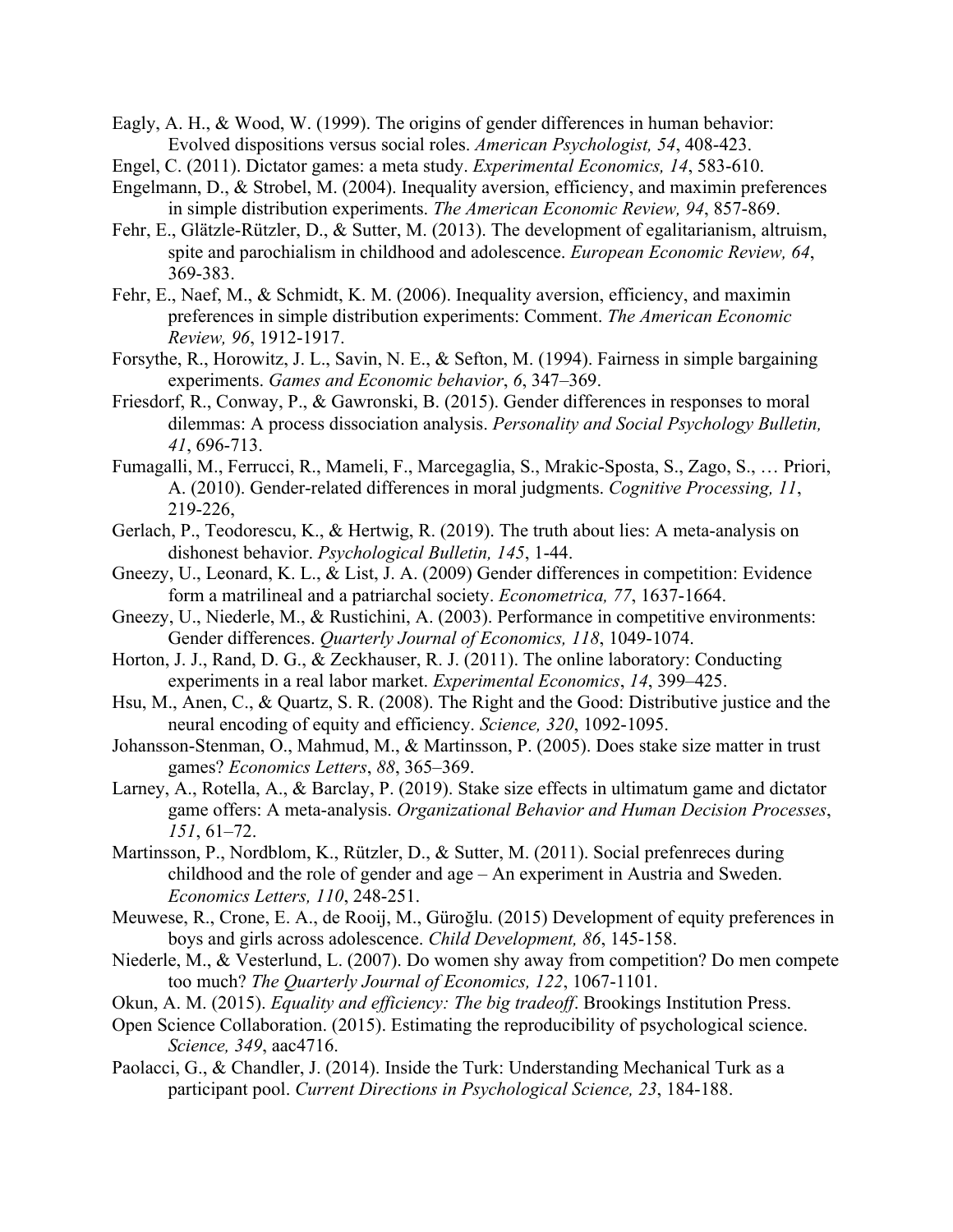Eagly, A. H., & Wood, W. (1999). The origins of gender differences in human behavior: Evolved dispositions versus social roles. *American Psychologist, 54*, 408-423.

Engel, C. (2011). Dictator games: a meta study. *Experimental Economics, 14*, 583-610.

Engelmann, D., & Strobel, M. (2004). Inequality aversion, efficiency, and maximin preferences in simple distribution experiments. *The American Economic Review, 94*, 857-869.

Fehr, E., Glätzle-Rützler, D., & Sutter, M. (2013). The development of egalitarianism, altruism, spite and parochialism in childhood and adolescence. *European Economic Review, 64*, 369-383.

Fehr, E., Naef, M., & Schmidt, K. M. (2006). Inequality aversion, efficiency, and maximin preferences in simple distribution experiments: Comment. *The American Economic Review, 96*, 1912-1917.

Forsythe, R., Horowitz, J. L., Savin, N. E., & Sefton, M. (1994). Fairness in simple bargaining experiments. *Games and Economic behavior*, *6*, 347–369.

Friesdorf, R., Conway, P., & Gawronski, B. (2015). Gender differences in responses to moral dilemmas: A process dissociation analysis. *Personality and Social Psychology Bulletin, 41*, 696-713.

Fumagalli, M., Ferrucci, R., Mameli, F., Marcegaglia, S., Mrakic-Sposta, S., Zago, S., … Priori, A. (2010). Gender-related differences in moral judgments. *Cognitive Processing, 11*, 219-226,

Gerlach, P., Teodorescu, K., & Hertwig, R. (2019). The truth about lies: A meta-analysis on dishonest behavior. *Psychological Bulletin, 145*, 1-44.

Gneezy, U., Leonard, K. L., & List, J. A. (2009) Gender differences in competition: Evidence form a matrilineal and a patriarchal society. *Econometrica, 77*, 1637-1664.

Gneezy, U., Niederle, M., & Rustichini, A. (2003). Performance in competitive environments: Gender differences. *Quarterly Journal of Economics, 118*, 1049-1074.

Horton, J. J., Rand, D. G., & Zeckhauser, R. J. (2011). The online laboratory: Conducting experiments in a real labor market. *Experimental Economics*, *14*, 399–425.

Hsu, M., Anen, C., & Quartz, S. R. (2008). The Right and the Good: Distributive justice and the neural encoding of equity and efficiency. *Science, 320*, 1092-1095.

Johansson-Stenman, O., Mahmud, M., & Martinsson, P. (2005). Does stake size matter in trust games? *Economics Letters*, *88*, 365–369.

Larney, A., Rotella, A., & Barclay, P. (2019). Stake size effects in ultimatum game and dictator game offers: A meta-analysis. *Organizational Behavior and Human Decision Processes*, *151*, 61–72.

Martinsson, P., Nordblom, K., Rützler, D., & Sutter, M. (2011). Social prefenreces during childhood and the role of gender and age – An experiment in Austria and Sweden. *Economics Letters, 110*, 248-251.

Meuwese, R., Crone, E. A., de Rooij, M., Güroğlu. (2015) Development of equity preferences in boys and girls across adolescence. *Child Development, 86*, 145-158.

Niederle, M., & Vesterlund, L. (2007). Do women shy away from competition? Do men compete too much? *The Quarterly Journal of Economics, 122*, 1067-1101.

Okun, A. M. (2015). *Equality and efficiency: The big tradeoff*. Brookings Institution Press.

Open Science Collaboration. (2015). Estimating the reproducibility of psychological science. *Science, 349*, aac4716.

Paolacci, G., & Chandler, J. (2014). Inside the Turk: Understanding Mechanical Turk as a participant pool. *Current Directions in Psychological Science, 23*, 184-188.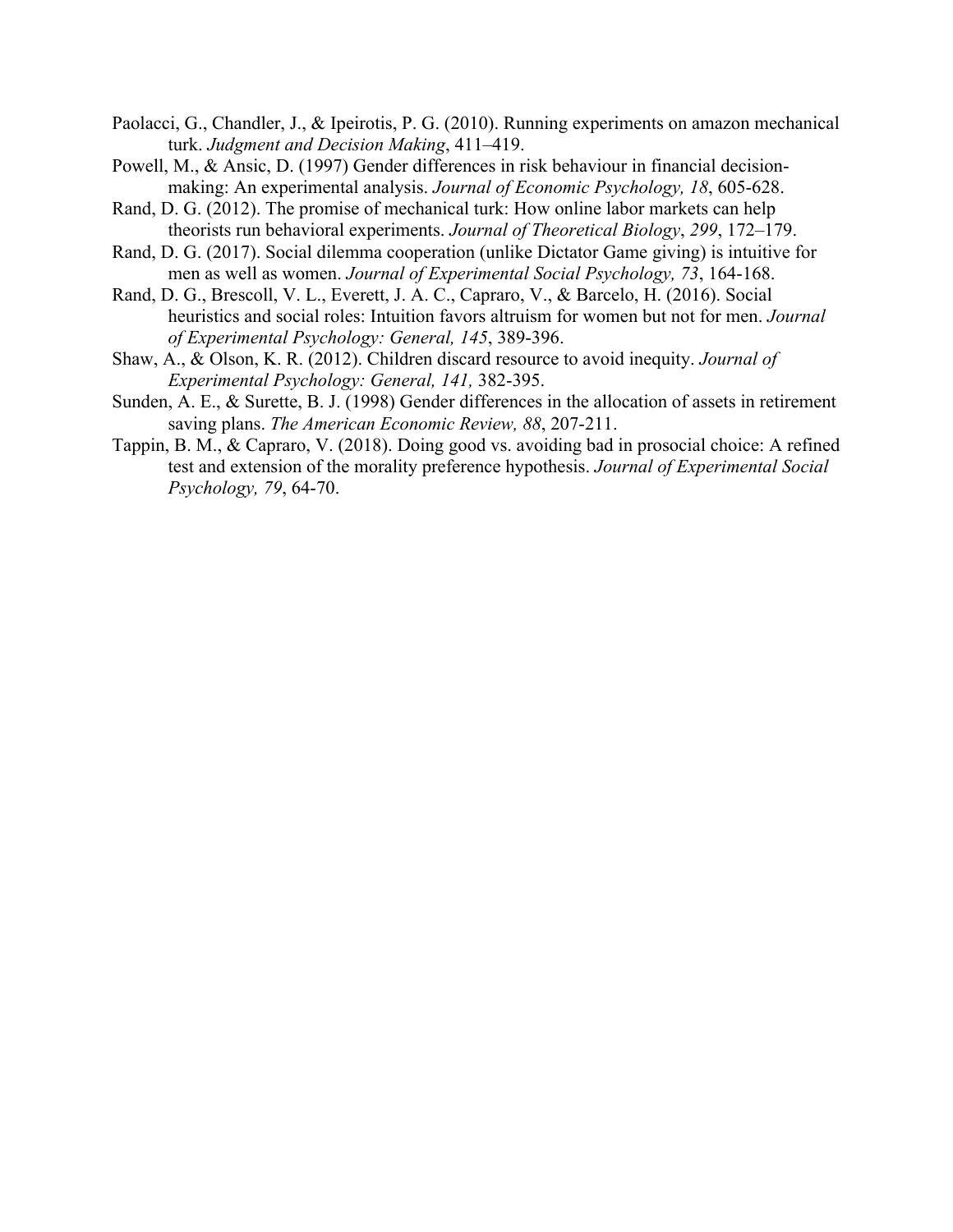Paolacci, G., Chandler, J., & Ipeirotis, P. G. (2010). Running experiments on amazon mechanical turk. *Judgment and Decision Making*, 411–419.

Powell, M., & Ansic, D. (1997) Gender differences in risk behaviour in financial decision-making: An experimental analysis. *Journal of Economic Psychology, 18*, 605-628.

Rand, D. G. (2012). The promise of mechanical turk: How online labor markets can help theorists run behavioral experiments. *Journal of Theoretical Biology*, *299*, 172–179.

Rand, D. G. (2017). Social dilemma cooperation (unlike Dictator Game giving) is intuitive for men as well as women. *Journal of Experimental Social Psychology, 73*, 164-168.

Rand, D. G., Brescoll, V. L., Everett, J. A. C., Capraro, V., & Barcelo, H. (2016). Social heuristics and social roles: Intuition favors altruism for women but not for men. *Journal of Experimental Psychology: General, 145*, 389-396.

Shaw, A., & Olson, K. R. (2012). Children discard resource to avoid inequity. *Journal of Experimental Psychology: General, 141,* 382-395.

Sunden, A. E., & Surette, B. J. (1998) Gender differences in the allocation of assets in retirement saving plans. *The American Economic Review, 88*, 207-211.

Tappin, B. M., & Capraro, V. (2018). Doing good vs. avoiding bad in prosocial choice: A refined test and extension of the morality preference hypothesis. *Journal of Experimental Social Psychology, 79*, 64-70.